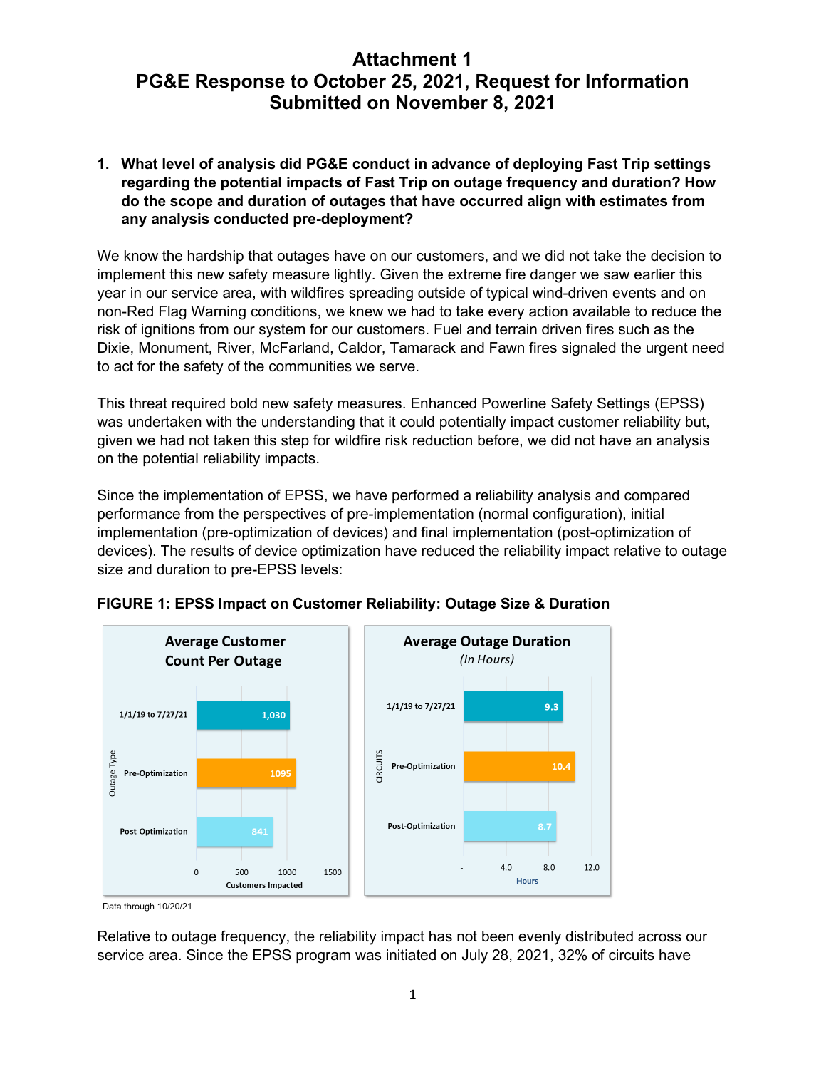# Attachment 1
# PG&E Response to October 25, 2021, Request for Information
# Submitted on November 8, 2021

1. **What level of analysis did PG&E conduct in advance of deploying Fast Trip settings regarding the potential impacts of Fast Trip on outage frequency and duration? How do the scope and duration of outages that have occurred align with estimates from any analysis conducted pre-deployment?**

We know the hardship that outages have on our customers, and we did not take the decision to implement this new safety measure lightly. Given the extreme fire danger we saw earlier this year in our service area, with wildfires spreading outside of typical wind-driven events and on non-Red Flag Warning conditions, we knew we had to take every action available to reduce the risk of ignitions from our system for our customers. Fuel and terrain driven fires such as the Dixie, Monument, River, McFarland, Caldor, Tamarack and Fawn fires signaled the urgent need to act for the safety of the communities we serve.

This threat required bold new safety measures. Enhanced Powerline Safety Settings (EPSS) was undertaken with the understanding that it could potentially impact customer reliability but, given we had not taken this step for wildfire risk reduction before, we did not have an analysis on the potential reliability impacts.

Since the implementation of EPSS, we have performed a reliability analysis and compared performance from the perspectives of pre-implementation (normal configuration), initial implementation (pre-optimization of devices) and final implementation (post-optimization of devices). The results of device optimization have reduced the reliability impact relative to outage size and duration to pre-EPSS levels:

**FIGURE 1: EPSS Impact on Customer Reliability: Outage Size & Duration**

| Outage Type | Average Customer Count Per Outage (Customers Impacted) | Average Outage Duration (In Hours) |
| --- | --- | --- |
| 1/1/19 to 7/27/21 | 1,030 | 9.3 |
| Pre-Optimization | 1095 | 10.4 |
| Post-Optimization | 841 | 8.7 |

Data through 10/20/21

Relative to outage frequency, the reliability impact has not been evenly distributed across our service area. Since the EPSS program was initiated on July 28, 2021, 32% of circuits have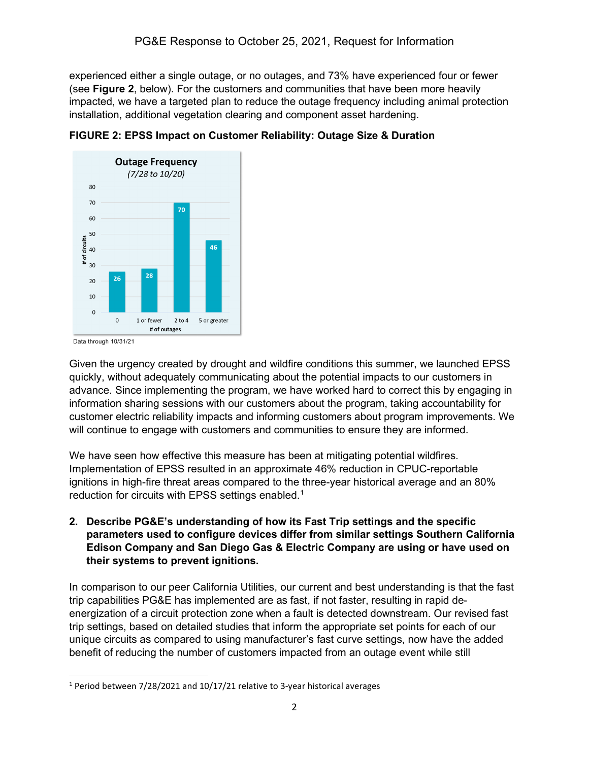experienced either a single outage, or no outages, and 73% have experienced four or fewer (see **Figure 2**, below). For the customers and communities that have been more heavily impacted, we have a targeted plan to reduce the outage frequency including animal protection installation, additional vegetation clearing and component asset hardening.

**FIGURE 2: EPSS Impact on Customer Reliability: Outage Size & Duration**

**Outage Frequency**
*(7/28 to 10/20)*

| # of outages | # of circuits |
|---|---|
| 0 | 26 |
| 1 or fewer | 28 |
| 2 to 4 | 70 |
| 5 or greater | 46 |

Data through 10/31/21

Given the urgency created by drought and wildfire conditions this summer, we launched EPSS quickly, without adequately communicating about the potential impacts to our customers in advance. Since implementing the program, we have worked hard to correct this by engaging in information sharing sessions with our customers about the program, taking accountability for customer electric reliability impacts and informing customers about program improvements. We will continue to engage with customers and communities to ensure they are informed.

We have seen how effective this measure has been at mitigating potential wildfires. Implementation of EPSS resulted in an approximate 46% reduction in CPUC-reportable ignitions in high-fire threat areas compared to the three-year historical average and an 80% reduction for circuits with EPSS settings enabled.[1]

**2. Describe PG&E's understanding of how its Fast Trip settings and the specific parameters used to configure devices differ from similar settings Southern California Edison Company and San Diego Gas & Electric Company are using or have used on their systems to prevent ignitions.**

In comparison to our peer California Utilities, our current and best understanding is that the fast trip capabilities PG&E has implemented are as fast, if not faster, resulting in rapid de-energization of a circuit protection zone when a fault is detected downstream. Our revised fast trip settings, based on detailed studies that inform the appropriate set points for each of our unique circuits as compared to using manufacturer's fast curve settings, now have the added benefit of reducing the number of customers impacted from an outage event while still

[1] Period between 7/28/2021 and 10/17/21 relative to 3-year historical averages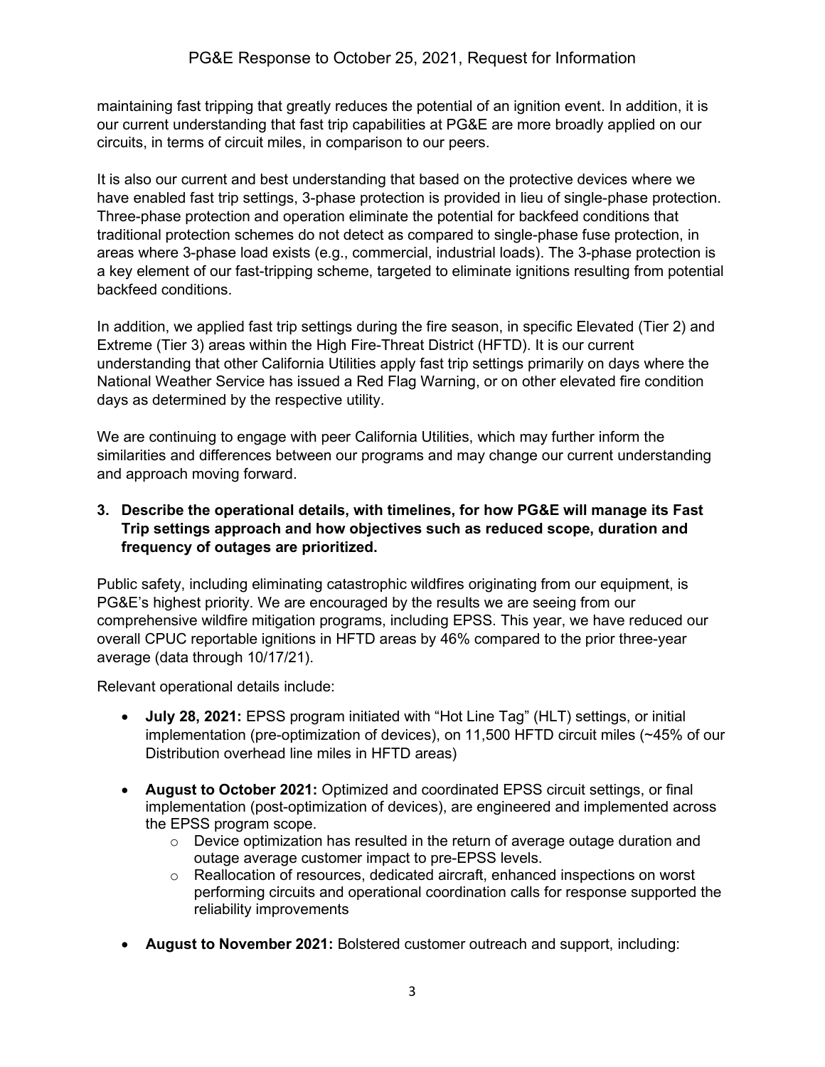maintaining fast tripping that greatly reduces the potential of an ignition event. In addition, it is our current understanding that fast trip capabilities at PG&E are more broadly applied on our circuits, in terms of circuit miles, in comparison to our peers.

It is also our current and best understanding that based on the protective devices where we have enabled fast trip settings, 3-phase protection is provided in lieu of single-phase protection. Three-phase protection and operation eliminate the potential for backfeed conditions that traditional protection schemes do not detect as compared to single-phase fuse protection, in areas where 3-phase load exists (e.g., commercial, industrial loads). The 3-phase protection is a key element of our fast-tripping scheme, targeted to eliminate ignitions resulting from potential backfeed conditions.

In addition, we applied fast trip settings during the fire season, in specific Elevated (Tier 2) and Extreme (Tier 3) areas within the High Fire-Threat District (HFTD). It is our current understanding that other California Utilities apply fast trip settings primarily on days where the National Weather Service has issued a Red Flag Warning, or on other elevated fire condition days as determined by the respective utility.

We are continuing to engage with peer California Utilities, which may further inform the similarities and differences between our programs and may change our current understanding and approach moving forward.

**3. Describe the operational details, with timelines, for how PG&E will manage its Fast Trip settings approach and how objectives such as reduced scope, duration and frequency of outages are prioritized.**

Public safety, including eliminating catastrophic wildfires originating from our equipment, is PG&E's highest priority. We are encouraged by the results we are seeing from our comprehensive wildfire mitigation programs, including EPSS. This year, we have reduced our overall CPUC reportable ignitions in HFTD areas by 46% compared to the prior three-year average (data through 10/17/21).

Relevant operational details include:

- **July 28, 2021:** EPSS program initiated with "Hot Line Tag" (HLT) settings, or initial implementation (pre-optimization of devices), on 11,500 HFTD circuit miles (~45% of our Distribution overhead line miles in HFTD areas)

- **August to October 2021:** Optimized and coordinated EPSS circuit settings, or final implementation (post-optimization of devices), are engineered and implemented across the EPSS program scope.
  - Device optimization has resulted in the return of average outage duration and outage average customer impact to pre-EPSS levels.
  - Reallocation of resources, dedicated aircraft, enhanced inspections on worst performing circuits and operational coordination calls for response supported the reliability improvements

- **August to November 2021:** Bolstered customer outreach and support, including: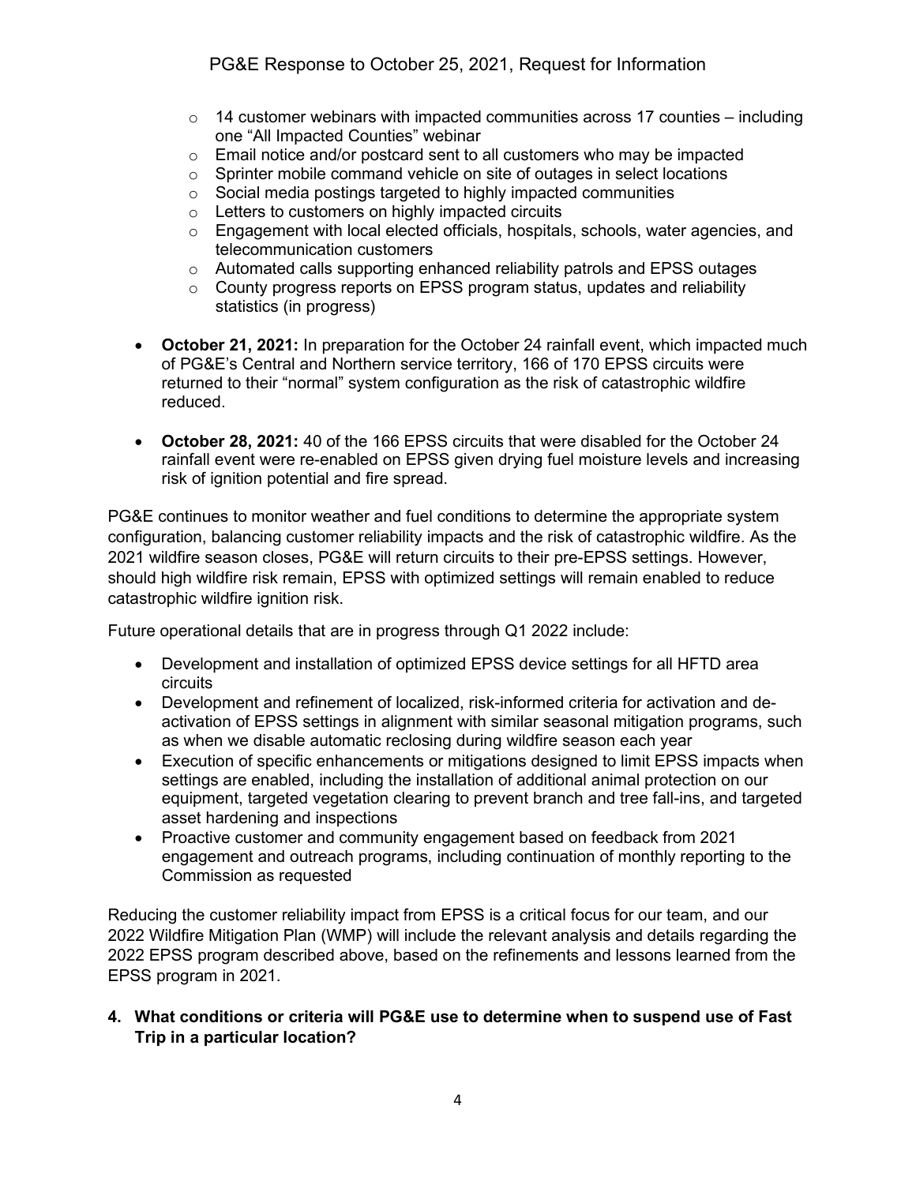- 14 customer webinars with impacted communities across 17 counties – including one "All Impacted Counties" webinar
  - Email notice and/or postcard sent to all customers who may be impacted
  - Sprinter mobile command vehicle on site of outages in select locations
  - Social media postings targeted to highly impacted communities
  - Letters to customers on highly impacted circuits
  - Engagement with local elected officials, hospitals, schools, water agencies, and telecommunication customers
  - Automated calls supporting enhanced reliability patrols and EPSS outages
  - County progress reports on EPSS program status, updates and reliability statistics (in progress)

- **October 21, 2021:** In preparation for the October 24 rainfall event, which impacted much of PG&E's Central and Northern service territory, 166 of 170 EPSS circuits were returned to their "normal" system configuration as the risk of catastrophic wildfire reduced.

- **October 28, 2021:** 40 of the 166 EPSS circuits that were disabled for the October 24 rainfall event were re-enabled on EPSS given drying fuel moisture levels and increasing risk of ignition potential and fire spread.

PG&E continues to monitor weather and fuel conditions to determine the appropriate system configuration, balancing customer reliability impacts and the risk of catastrophic wildfire. As the 2021 wildfire season closes, PG&E will return circuits to their pre-EPSS settings. However, should high wildfire risk remain, EPSS with optimized settings will remain enabled to reduce catastrophic wildfire ignition risk.

Future operational details that are in progress through Q1 2022 include:

- Development and installation of optimized EPSS device settings for all HFTD area circuits
- Development and refinement of localized, risk-informed criteria for activation and de-activation of EPSS settings in alignment with similar seasonal mitigation programs, such as when we disable automatic reclosing during wildfire season each year
- Execution of specific enhancements or mitigations designed to limit EPSS impacts when settings are enabled, including the installation of additional animal protection on our equipment, targeted vegetation clearing to prevent branch and tree fall-ins, and targeted asset hardening and inspections
- Proactive customer and community engagement based on feedback from 2021 engagement and outreach programs, including continuation of monthly reporting to the Commission as requested

Reducing the customer reliability impact from EPSS is a critical focus for our team, and our 2022 Wildfire Mitigation Plan (WMP) will include the relevant analysis and details regarding the 2022 EPSS program described above, based on the refinements and lessons learned from the EPSS program in 2021.

**4. What conditions or criteria will PG&E use to determine when to suspend use of Fast Trip in a particular location?**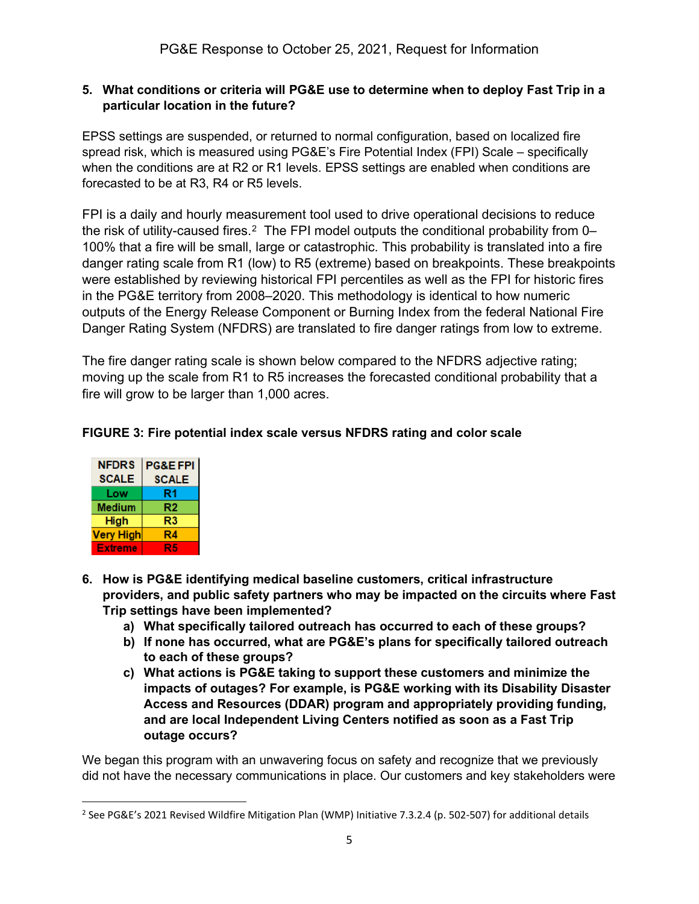**5. What conditions or criteria will PG&E use to determine when to deploy Fast Trip in a particular location in the future?**

EPSS settings are suspended, or returned to normal configuration, based on localized fire spread risk, which is measured using PG&E's Fire Potential Index (FPI) Scale – specifically when the conditions are at R2 or R1 levels. EPSS settings are enabled when conditions are forecasted to be at R3, R4 or R5 levels.

FPI is a daily and hourly measurement tool used to drive operational decisions to reduce the risk of utility-caused fires.[2] The FPI model outputs the conditional probability from 0–100% that a fire will be small, large or catastrophic. This probability is translated into a fire danger rating scale from R1 (low) to R5 (extreme) based on breakpoints. These breakpoints were established by reviewing historical FPI percentiles as well as the FPI for historic fires in the PG&E territory from 2008–2020. This methodology is identical to how numeric outputs of the Energy Release Component or Burning Index from the federal National Fire Danger Rating System (NFDRS) are translated to fire danger ratings from low to extreme.

The fire danger rating scale is shown below compared to the NFDRS adjective rating; moving up the scale from R1 to R5 increases the forecasted conditional probability that a fire will grow to be larger than 1,000 acres.

**FIGURE 3: Fire potential index scale versus NFDRS rating and color scale**

| NFDRS SCALE | PG&E FPI SCALE |
|---|---|
| Low | R1 |
| Medium | R2 |
| High | R3 |
| Very High | R4 |
| Extreme | R5 |

**6. How is PG&E identifying medical baseline customers, critical infrastructure providers, and public safety partners who may be impacted on the circuits where Fast Trip settings have been implemented?**

   **a) What specifically tailored outreach has occurred to each of these groups?**

   **b) If none has occurred, what are PG&E's plans for specifically tailored outreach to each of these groups?**

   **c) What actions is PG&E taking to support these customers and minimize the impacts of outages? For example, is PG&E working with its Disability Disaster Access and Resources (DDAR) program and appropriately providing funding, and are local Independent Living Centers notified as soon as a Fast Trip outage occurs?**

We began this program with an unwavering focus on safety and recognize that we previously did not have the necessary communications in place. Our customers and key stakeholders were

[2] See PG&E's 2021 Revised Wildfire Mitigation Plan (WMP) Initiative 7.3.2.4 (p. 502-507) for additional details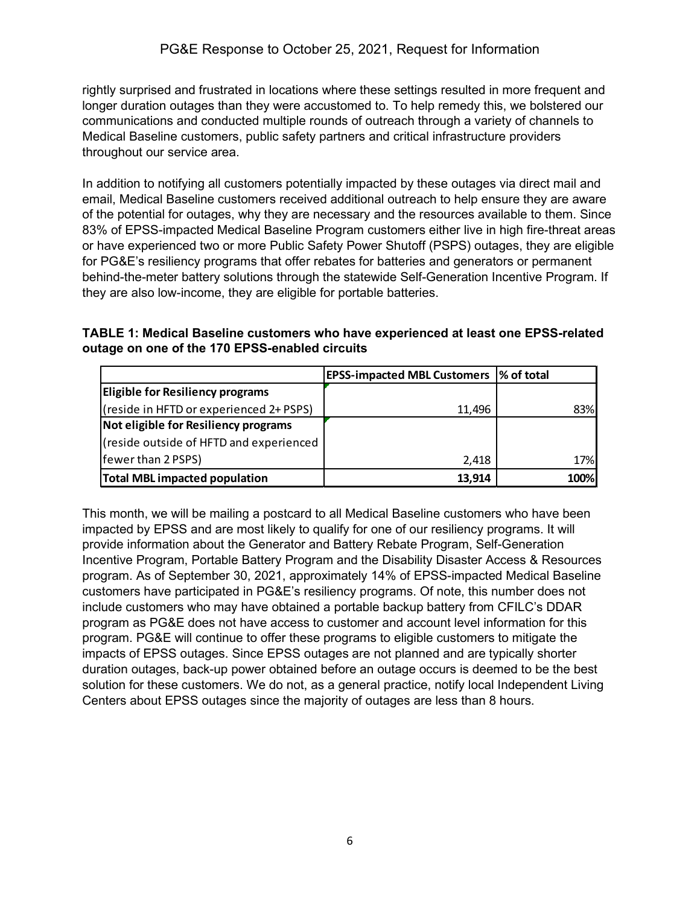rightly surprised and frustrated in locations where these settings resulted in more frequent and longer duration outages than they were accustomed to. To help remedy this, we bolstered our communications and conducted multiple rounds of outreach through a variety of channels to Medical Baseline customers, public safety partners and critical infrastructure providers throughout our service area.

In addition to notifying all customers potentially impacted by these outages via direct mail and email, Medical Baseline customers received additional outreach to help ensure they are aware of the potential for outages, why they are necessary and the resources available to them. Since 83% of EPSS-impacted Medical Baseline Program customers either live in high fire-threat areas or have experienced two or more Public Safety Power Shutoff (PSPS) outages, they are eligible for PG&E's resiliency programs that offer rebates for batteries and generators or permanent behind-the-meter battery solutions through the statewide Self-Generation Incentive Program. If they are also low-income, they are eligible for portable batteries.

**TABLE 1: Medical Baseline customers who have experienced at least one EPSS-related outage on one of the 170 EPSS-enabled circuits**

| | EPSS-impacted MBL Customers | % of total |
|---|---|---|
| **Eligible for Resiliency programs** (reside in HFTD or experienced 2+ PSPS) | 11,496 | 83% |
| **Not eligible for Resiliency programs** (reside outside of HFTD and experienced fewer than 2 PSPS) | 2,418 | 17% |
| **Total MBL impacted population** | **13,914** | **100%** |

This month, we will be mailing a postcard to all Medical Baseline customers who have been impacted by EPSS and are most likely to qualify for one of our resiliency programs. It will provide information about the Generator and Battery Rebate Program, Self-Generation Incentive Program, Portable Battery Program and the Disability Disaster Access & Resources program. As of September 30, 2021, approximately 14% of EPSS-impacted Medical Baseline customers have participated in PG&E's resiliency programs. Of note, this number does not include customers who may have obtained a portable backup battery from CFILC's DDAR program as PG&E does not have access to customer and account level information for this program. PG&E will continue to offer these programs to eligible customers to mitigate the impacts of EPSS outages. Since EPSS outages are not planned and are typically shorter duration outages, back-up power obtained before an outage occurs is deemed to be the best solution for these customers. We do not, as a general practice, notify local Independent Living Centers about EPSS outages since the majority of outages are less than 8 hours.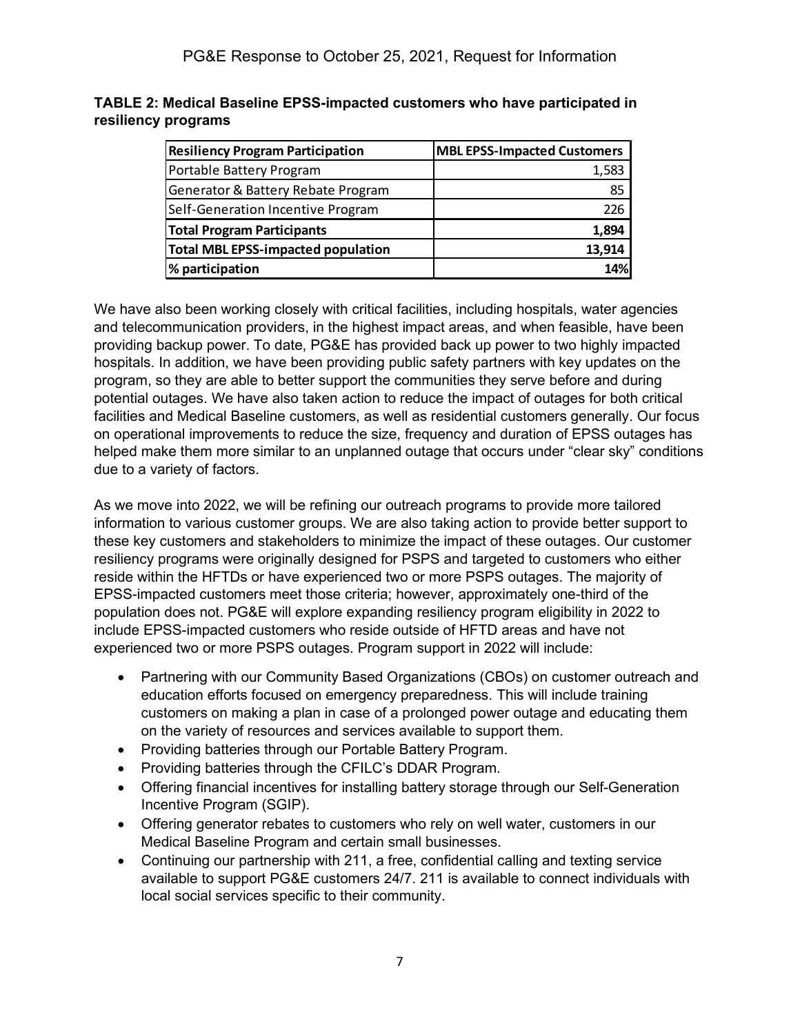**TABLE 2: Medical Baseline EPSS-impacted customers who have participated in resiliency programs**

| Resiliency Program Participation | MBL EPSS-Impacted Customers |
|---|---|
| Portable Battery Program | 1,583 |
| Generator & Battery Rebate Program | 85 |
| Self-Generation Incentive Program | 226 |
| **Total Program Participants** | **1,894** |
| **Total MBL EPSS-impacted population** | **13,914** |
| **% participation** | **14%** |

We have also been working closely with critical facilities, including hospitals, water agencies and telecommunication providers, in the highest impact areas, and when feasible, have been providing backup power. To date, PG&E has provided back up power to two highly impacted hospitals. In addition, we have been providing public safety partners with key updates on the program, so they are able to better support the communities they serve before and during potential outages. We have also taken action to reduce the impact of outages for both critical facilities and Medical Baseline customers, as well as residential customers generally. Our focus on operational improvements to reduce the size, frequency and duration of EPSS outages has helped make them more similar to an unplanned outage that occurs under "clear sky" conditions due to a variety of factors.

As we move into 2022, we will be refining our outreach programs to provide more tailored information to various customer groups. We are also taking action to provide better support to these key customers and stakeholders to minimize the impact of these outages. Our customer resiliency programs were originally designed for PSPS and targeted to customers who either reside within the HFTDs or have experienced two or more PSPS outages. The majority of EPSS-impacted customers meet those criteria; however, approximately one-third of the population does not. PG&E will explore expanding resiliency program eligibility in 2022 to include EPSS-impacted customers who reside outside of HFTD areas and have not experienced two or more PSPS outages. Program support in 2022 will include:

- Partnering with our Community Based Organizations (CBOs) on customer outreach and education efforts focused on emergency preparedness. This will include training customers on making a plan in case of a prolonged power outage and educating them on the variety of resources and services available to support them.
- Providing batteries through our Portable Battery Program.
- Providing batteries through the CFILC's DDAR Program.
- Offering financial incentives for installing battery storage through our Self-Generation Incentive Program (SGIP).
- Offering generator rebates to customers who rely on well water, customers in our Medical Baseline Program and certain small businesses.
- Continuing our partnership with 211, a free, confidential calling and texting service available to support PG&E customers 24/7. 211 is available to connect individuals with local social services specific to their community.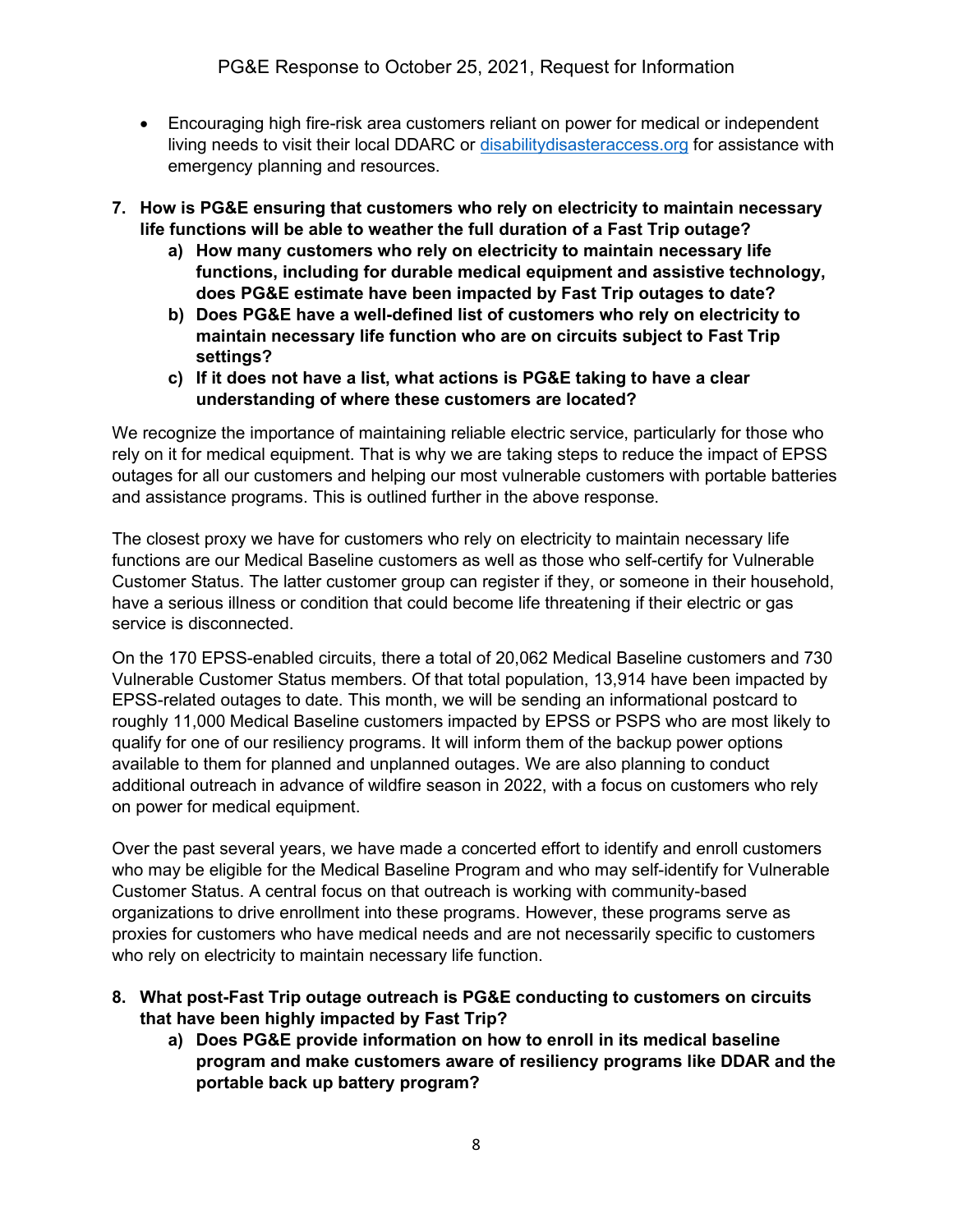- Encouraging high fire-risk area customers reliant on power for medical or independent living needs to visit their local DDARC or [disabilitydisasteraccess.org](disabilitydisasteraccess.org) for assistance with emergency planning and resources.

7. **How is PG&E ensuring that customers who rely on electricity to maintain necessary life functions will be able to weather the full duration of a Fast Trip outage?**
   a) **How many customers who rely on electricity to maintain necessary life functions, including for durable medical equipment and assistive technology, does PG&E estimate have been impacted by Fast Trip outages to date?**
   b) **Does PG&E have a well-defined list of customers who rely on electricity to maintain necessary life function who are on circuits subject to Fast Trip settings?**
   c) **If it does not have a list, what actions is PG&E taking to have a clear understanding of where these customers are located?**

We recognize the importance of maintaining reliable electric service, particularly for those who rely on it for medical equipment. That is why we are taking steps to reduce the impact of EPSS outages for all our customers and helping our most vulnerable customers with portable batteries and assistance programs. This is outlined further in the above response.

The closest proxy we have for customers who rely on electricity to maintain necessary life functions are our Medical Baseline customers as well as those who self-certify for Vulnerable Customer Status. The latter customer group can register if they, or someone in their household, have a serious illness or condition that could become life threatening if their electric or gas service is disconnected.

On the 170 EPSS-enabled circuits, there a total of 20,062 Medical Baseline customers and 730 Vulnerable Customer Status members. Of that total population, 13,914 have been impacted by EPSS-related outages to date. This month, we will be sending an informational postcard to roughly 11,000 Medical Baseline customers impacted by EPSS or PSPS who are most likely to qualify for one of our resiliency programs. It will inform them of the backup power options available to them for planned and unplanned outages. We are also planning to conduct additional outreach in advance of wildfire season in 2022, with a focus on customers who rely on power for medical equipment.

Over the past several years, we have made a concerted effort to identify and enroll customers who may be eligible for the Medical Baseline Program and who may self-identify for Vulnerable Customer Status. A central focus on that outreach is working with community-based organizations to drive enrollment into these programs. However, these programs serve as proxies for customers who have medical needs and are not necessarily specific to customers who rely on electricity to maintain necessary life function.

8. **What post-Fast Trip outage outreach is PG&E conducting to customers on circuits that have been highly impacted by Fast Trip?**
   a) **Does PG&E provide information on how to enroll in its medical baseline program and make customers aware of resiliency programs like DDAR and the portable back up battery program?**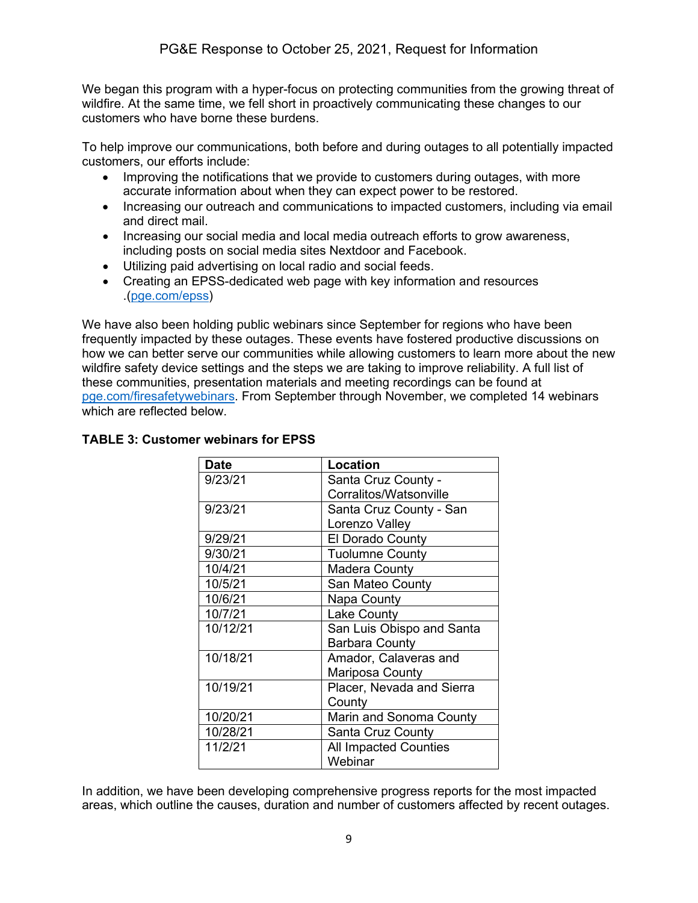We began this program with a hyper-focus on protecting communities from the growing threat of wildfire. At the same time, we fell short in proactively communicating these changes to our customers who have borne these burdens.

To help improve our communications, both before and during outages to all potentially impacted customers, our efforts include:

- Improving the notifications that we provide to customers during outages, with more accurate information about when they can expect power to be restored.
- Increasing our outreach and communications to impacted customers, including via email and direct mail.
- Increasing our social media and local media outreach efforts to grow awareness, including posts on social media sites Nextdoor and Facebook.
- Utilizing paid advertising on local radio and social feeds.
- Creating an EPSS-dedicated web page with key information and resources .(pge.com/epss)

We have also been holding public webinars since September for regions who have been frequently impacted by these outages. These events have fostered productive discussions on how we can better serve our communities while allowing customers to learn more about the new wildfire safety device settings and the steps we are taking to improve reliability. A full list of these communities, presentation materials and meeting recordings can be found at pge.com/firesafetywebinars. From September through November, we completed 14 webinars which are reflected below.

**TABLE 3: Customer webinars for EPSS**

| Date | Location |
| --- | --- |
| 9/23/21 | Santa Cruz County - Corralitos/Watsonville |
| 9/23/21 | Santa Cruz County - San Lorenzo Valley |
| 9/29/21 | El Dorado County |
| 9/30/21 | Tuolumne County |
| 10/4/21 | Madera County |
| 10/5/21 | San Mateo County |
| 10/6/21 | Napa County |
| 10/7/21 | Lake County |
| 10/12/21 | San Luis Obispo and Santa Barbara County |
| 10/18/21 | Amador, Calaveras and Mariposa County |
| 10/19/21 | Placer, Nevada and Sierra County |
| 10/20/21 | Marin and Sonoma County |
| 10/28/21 | Santa Cruz County |
| 11/2/21 | All Impacted Counties Webinar |

In addition, we have been developing comprehensive progress reports for the most impacted areas, which outline the causes, duration and number of customers affected by recent outages.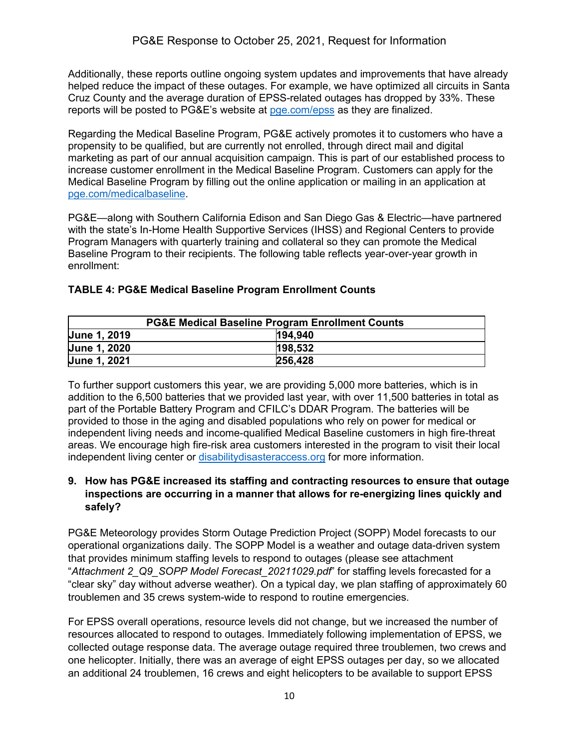Additionally, these reports outline ongoing system updates and improvements that have already helped reduce the impact of these outages. For example, we have optimized all circuits in Santa Cruz County and the average duration of EPSS-related outages has dropped by 33%. These reports will be posted to PG&E's website at [pge.com/epss](pge.com/epss) as they are finalized.

Regarding the Medical Baseline Program, PG&E actively promotes it to customers who have a propensity to be qualified, but are currently not enrolled, through direct mail and digital marketing as part of our annual acquisition campaign. This is part of our established process to increase customer enrollment in the Medical Baseline Program. Customers can apply for the Medical Baseline Program by filling out the online application or mailing in an application at [pge.com/medicalbaseline](pge.com/medicalbaseline).

PG&E—along with Southern California Edison and San Diego Gas & Electric—have partnered with the state's In-Home Health Supportive Services (IHSS) and Regional Centers to provide Program Managers with quarterly training and collateral so they can promote the Medical Baseline Program to their recipients. The following table reflects year-over-year growth in enrollment:

**TABLE 4: PG&E Medical Baseline Program Enrollment Counts**

| PG&E Medical Baseline Program Enrollment Counts | |
|---|---|
| **June 1, 2019** | **194,940** |
| **June 1, 2020** | **198,532** |
| **June 1, 2021** | **256,428** |

To further support customers this year, we are providing 5,000 more batteries, which is in addition to the 6,500 batteries that we provided last year, with over 11,500 batteries in total as part of the Portable Battery Program and CFILC's DDAR Program. The batteries will be provided to those in the aging and disabled populations who rely on power for medical or independent living needs and income-qualified Medical Baseline customers in high fire-threat areas. We encourage high fire-risk area customers interested in the program to visit their local independent living center or [disabilitydisasteraccess.org](disabilitydisasteraccess.org) for more information.

**9. How has PG&E increased its staffing and contracting resources to ensure that outage inspections are occurring in a manner that allows for re-energizing lines quickly and safely?**

PG&E Meteorology provides Storm Outage Prediction Project (SOPP) Model forecasts to our operational organizations daily. The SOPP Model is a weather and outage data-driven system that provides minimum staffing levels to respond to outages (please see attachment "*Attachment 2_Q9_SOPP Model Forecast_20211029.pdf*" for staffing levels forecasted for a "clear sky" day without adverse weather). On a typical day, we plan staffing of approximately 60 troublemen and 35 crews system-wide to respond to routine emergencies.

For EPSS overall operations, resource levels did not change, but we increased the number of resources allocated to respond to outages. Immediately following implementation of EPSS, we collected outage response data. The average outage required three troublemen, two crews and one helicopter. Initially, there was an average of eight EPSS outages per day, so we allocated an additional 24 troublemen, 16 crews and eight helicopters to be available to support EPSS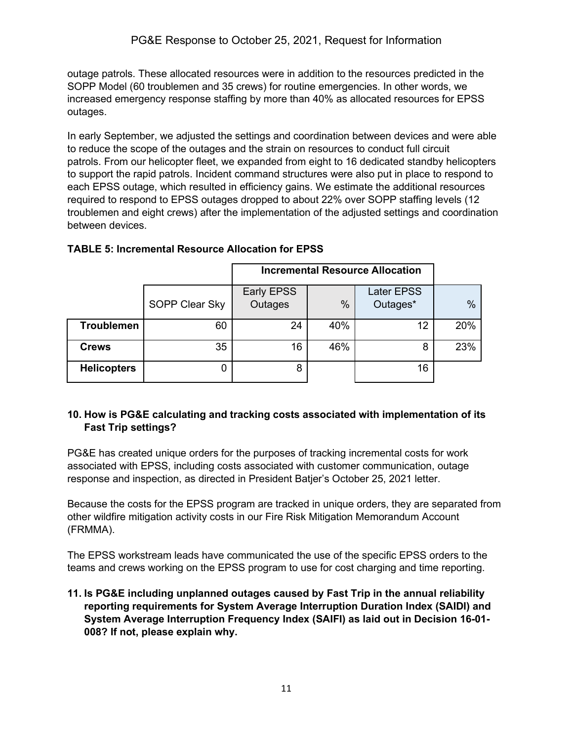outage patrols. These allocated resources were in addition to the resources predicted in the SOPP Model (60 troublemen and 35 crews) for routine emergencies. In other words, we increased emergency response staffing by more than 40% as allocated resources for EPSS outages.

In early September, we adjusted the settings and coordination between devices and were able to reduce the scope of the outages and the strain on resources to conduct full circuit patrols. From our helicopter fleet, we expanded from eight to 16 dedicated standby helicopters to support the rapid patrols. Incident command structures were also put in place to respond to each EPSS outage, which resulted in efficiency gains. We estimate the additional resources required to respond to EPSS outages dropped to about 22% over SOPP staffing levels (12 troublemen and eight crews) after the implementation of the adjusted settings and coordination between devices.

**TABLE 5: Incremental Resource Allocation for EPSS**

| | | Incremental Resource Allocation | | | |
|---|---|---|---|---|---|
| | SOPP Clear Sky | Early EPSS Outages | % | Later EPSS Outages* | % |
| **Troublemen** | 60 | 24 | 40% | 12 | 20% |
| **Crews** | 35 | 16 | 46% | 8 | 23% |
| **Helicopters** | 0 | 8 | | 16 | |

**10. How is PG&E calculating and tracking costs associated with implementation of its Fast Trip settings?**

PG&E has created unique orders for the purposes of tracking incremental costs for work associated with EPSS, including costs associated with customer communication, outage response and inspection, as directed in President Batjer's October 25, 2021 letter.

Because the costs for the EPSS program are tracked in unique orders, they are separated from other wildfire mitigation activity costs in our Fire Risk Mitigation Memorandum Account (FRMMA).

The EPSS workstream leads have communicated the use of the specific EPSS orders to the teams and crews working on the EPSS program to use for cost charging and time reporting.

**11. Is PG&E including unplanned outages caused by Fast Trip in the annual reliability reporting requirements for System Average Interruption Duration Index (SAIDI) and System Average Interruption Frequency Index (SAIFI) as laid out in Decision 16-01-008? If not, please explain why.**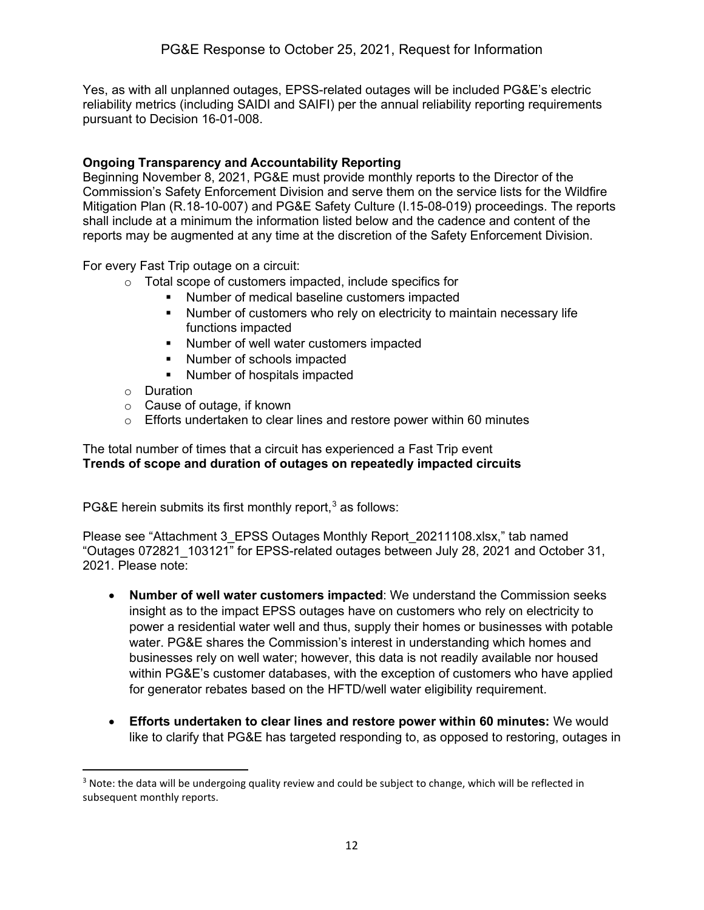Yes, as with all unplanned outages, EPSS-related outages will be included PG&E's electric reliability metrics (including SAIDI and SAIFI) per the annual reliability reporting requirements pursuant to Decision 16-01-008.

**Ongoing Transparency and Accountability Reporting**

Beginning November 8, 2021, PG&E must provide monthly reports to the Director of the Commission's Safety Enforcement Division and serve them on the service lists for the Wildfire Mitigation Plan (R.18-10-007) and PG&E Safety Culture (I.15-08-019) proceedings. The reports shall include at a minimum the information listed below and the cadence and content of the reports may be augmented at any time at the discretion of the Safety Enforcement Division.

For every Fast Trip outage on a circuit:

- Total scope of customers impacted, include specifics for
  - Number of medical baseline customers impacted
  - Number of customers who rely on electricity to maintain necessary life functions impacted
  - Number of well water customers impacted
  - Number of schools impacted
  - Number of hospitals impacted
- Duration
- Cause of outage, if known
- Efforts undertaken to clear lines and restore power within 60 minutes

The total number of times that a circuit has experienced a Fast Trip event
**Trends of scope and duration of outages on repeatedly impacted circuits**

PG&E herein submits its first monthly report,[3] as follows:

Please see "Attachment 3_EPSS Outages Monthly Report_20211108.xlsx," tab named "Outages 072821_103121" for EPSS-related outages between July 28, 2021 and October 31, 2021. Please note:

- **Number of well water customers impacted**: We understand the Commission seeks insight as to the impact EPSS outages have on customers who rely on electricity to power a residential water well and thus, supply their homes or businesses with potable water. PG&E shares the Commission's interest in understanding which homes and businesses rely on well water; however, this data is not readily available nor housed within PG&E's customer databases, with the exception of customers who have applied for generator rebates based on the HFTD/well water eligibility requirement.

- **Efforts undertaken to clear lines and restore power within 60 minutes:** We would like to clarify that PG&E has targeted responding to, as opposed to restoring, outages in

[3] Note: the data will be undergoing quality review and could be subject to change, which will be reflected in subsequent monthly reports.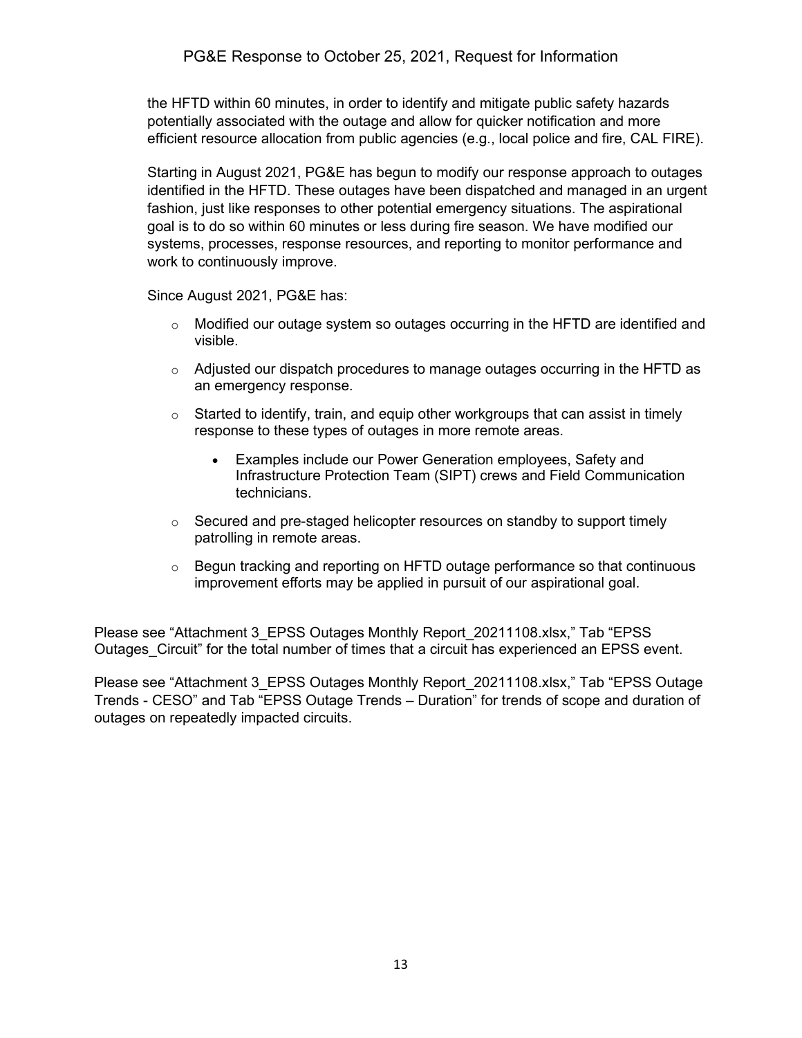the HFTD within 60 minutes, in order to identify and mitigate public safety hazards potentially associated with the outage and allow for quicker notification and more efficient resource allocation from public agencies (e.g., local police and fire, CAL FIRE).

Starting in August 2021, PG&E has begun to modify our response approach to outages identified in the HFTD. These outages have been dispatched and managed in an urgent fashion, just like responses to other potential emergency situations. The aspirational goal is to do so within 60 minutes or less during fire season. We have modified our systems, processes, response resources, and reporting to monitor performance and work to continuously improve.

Since August 2021, PG&E has:

- Modified our outage system so outages occurring in the HFTD are identified and visible.
- Adjusted our dispatch procedures to manage outages occurring in the HFTD as an emergency response.
- Started to identify, train, and equip other workgroups that can assist in timely response to these types of outages in more remote areas.
  - Examples include our Power Generation employees, Safety and Infrastructure Protection Team (SIPT) crews and Field Communication technicians.
- Secured and pre-staged helicopter resources on standby to support timely patrolling in remote areas.
- Begun tracking and reporting on HFTD outage performance so that continuous improvement efforts may be applied in pursuit of our aspirational goal.

Please see "Attachment 3_EPSS Outages Monthly Report_20211108.xlsx," Tab "EPSS Outages_Circuit" for the total number of times that a circuit has experienced an EPSS event.

Please see "Attachment 3_EPSS Outages Monthly Report_20211108.xlsx," Tab "EPSS Outage Trends - CESO" and Tab "EPSS Outage Trends – Duration" for trends of scope and duration of outages on repeatedly impacted circuits.